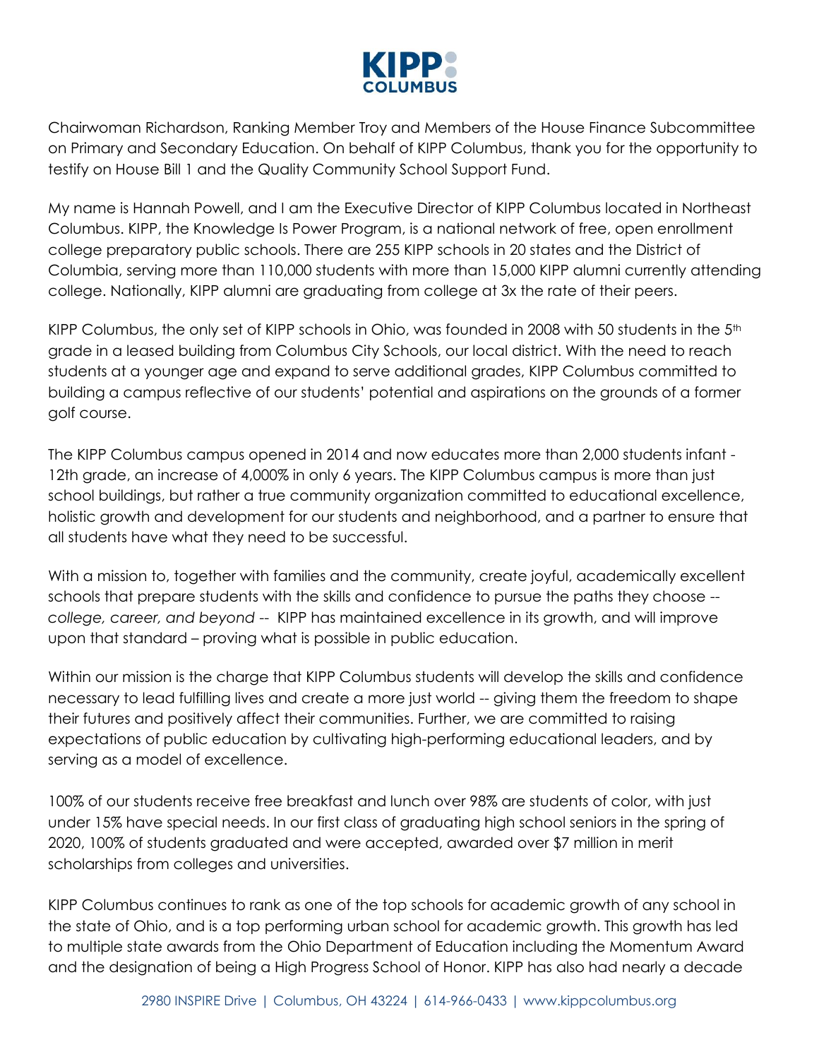KIPP COLUMBUS

Chairwoman Richardson, Ranking Member Troy and Members of the House Finance Subcommittee on Primary and Secondary Education. On behalf of KIPP Columbus, thank you for the opportunity to testify on House Bill 1 and the Quality Community School Support Fund.

My name is Hannah Powell, and I am the Executive Director of KIPP Columbus located in Northeast Columbus. KIPP, the Knowledge Is Power Program, is a national network of free, open enrollment college preparatory public schools. There are 255 KIPP schools in 20 states and the District of Columbia, serving more than 110,000 students with more than 15,000 KIPP alumni currently attending college. Nationally, KIPP alumni are graduating from college at 3x the rate of their peers.

KIPP Columbus, the only set of KIPP schools in Ohio, was founded in 2008 with 50 students in the 5th grade in a leased building from Columbus City Schools, our local district. With the need to reach students at a younger age and expand to serve additional grades, KIPP Columbus committed to building a campus reflective of our students' potential and aspirations on the grounds of a former golf course.

The KIPP Columbus campus opened in 2014 and now educates more than 2,000 students infant - 12th grade, an increase of 4,000% in only 6 years. The KIPP Columbus campus is more than just school buildings, but rather a true community organization committed to educational excellence, holistic growth and development for our students and neighborhood, and a partner to ensure that all students have what they need to be successful.

With a mission to, together with families and the community, create joyful, academically excellent schools that prepare students with the skills and confidence to pursue the paths they choose -- *college, career, and beyond* -- KIPP has maintained excellence in its growth, and will improve upon that standard – proving what is possible in public education.

Within our mission is the charge that KIPP Columbus students will develop the skills and confidence necessary to lead fulfilling lives and create a more just world -- giving them the freedom to shape their futures and positively affect their communities. Further, we are committed to raising expectations of public education by cultivating high-performing educational leaders, and by serving as a model of excellence.

100% of our students receive free breakfast and lunch over 98% are students of color, with just under 15% have special needs. In our first class of graduating high school seniors in the spring of 2020, 100% of students graduated and were accepted, awarded over $7 million in merit scholarships from colleges and universities.

KIPP Columbus continues to rank as one of the top schools for academic growth of any school in the state of Ohio, and is a top performing urban school for academic growth. This growth has led to multiple state awards from the Ohio Department of Education including the Momentum Award and the designation of being a High Progress School of Honor. KIPP has also had nearly a decade

2980 INSPIRE Drive | Columbus, OH 43224 | 614-966-0433 | www.kippcolumbus.org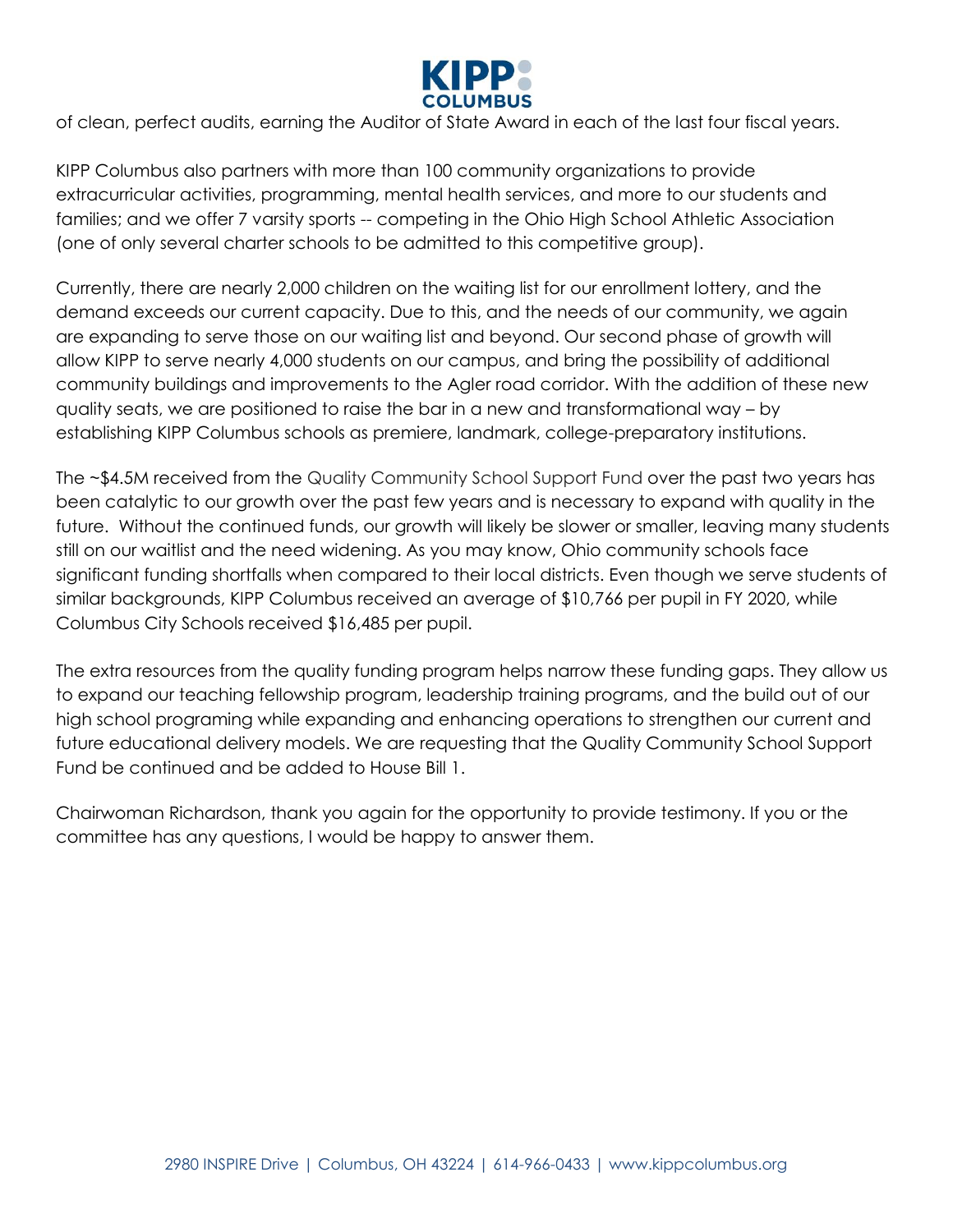of clean, perfect audits, earning the Auditor of State Award in each of the last four fiscal years.

KIPP Columbus also partners with more than 100 community organizations to provide extracurricular activities, programming, mental health services, and more to our students and families; and we offer 7 varsity sports -- competing in the Ohio High School Athletic Association (one of only several charter schools to be admitted to this competitive group).

Currently, there are nearly 2,000 children on the waiting list for our enrollment lottery, and the demand exceeds our current capacity. Due to this, and the needs of our community, we again are expanding to serve those on our waiting list and beyond. Our second phase of growth will allow KIPP to serve nearly 4,000 students on our campus, and bring the possibility of additional community buildings and improvements to the Agler road corridor. With the addition of these new quality seats, we are positioned to raise the bar in a new and transformational way – by establishing KIPP Columbus schools as premiere, landmark, college-preparatory institutions.

The ~$4.5M received from the Quality Community School Support Fund over the past two years has been catalytic to our growth over the past few years and is necessary to expand with quality in the future. Without the continued funds, our growth will likely be slower or smaller, leaving many students still on our waitlist and the need widening. As you may know, Ohio community schools face significant funding shortfalls when compared to their local districts. Even though we serve students of similar backgrounds, KIPP Columbus received an average of $10,766 per pupil in FY 2020, while Columbus City Schools received $16,485 per pupil.

The extra resources from the quality funding program helps narrow these funding gaps. They allow us to expand our teaching fellowship program, leadership training programs, and the build out of our high school programing while expanding and enhancing operations to strengthen our current and future educational delivery models. We are requesting that the Quality Community School Support Fund be continued and be added to House Bill 1.

Chairwoman Richardson, thank you again for the opportunity to provide testimony. If you or the committee has any questions, I would be happy to answer them.